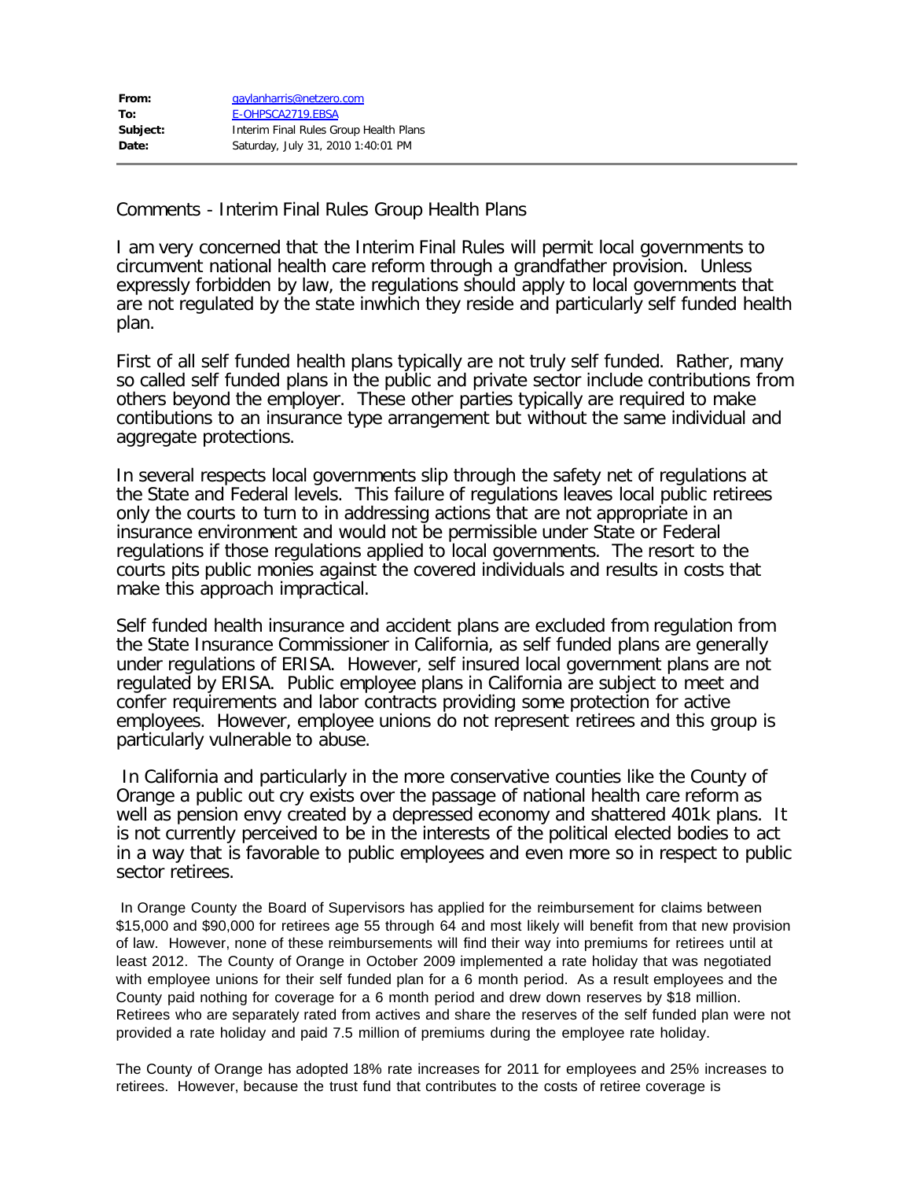| | |
|---|---|
| **From:** | gaylanharris@netzero.com |
| **To:** | E-OHPSCA2719.EBSA |
| **Subject:** | Interim Final Rules Group Health Plans |
| **Date:** | Saturday, July 31, 2010 1:40:01 PM |

Comments - Interim Final Rules Group Health Plans

I am very concerned that the Interim Final Rules will permit local governments to circumvent national health care reform through a grandfather provision. Unless expressly forbidden by law, the regulations should apply to local governments that are not regulated by the state inwhich they reside and particularly self funded health plan.

First of all self funded health plans typically are not truly self funded. Rather, many so called self funded plans in the public and private sector include contributions from others beyond the employer. These other parties typically are required to make contibutions to an insurance type arrangement but without the same individual and aggregate protections.

In several respects local governments slip through the safety net of regulations at the State and Federal levels. This failure of regulations leaves local public retirees only the courts to turn to in addressing actions that are not appropriate in an insurance environment and would not be permissible under State or Federal regulations if those regulations applied to local governments. The resort to the courts pits public monies against the covered individuals and results in costs that make this approach impractical.

Self funded health insurance and accident plans are excluded from regulation from the State Insurance Commissioner in California, as self funded plans are generally under regulations of ERISA. However, self insured local government plans are not regulated by ERISA. Public employee plans in California are subject to meet and confer requirements and labor contracts providing some protection for active employees. However, employee unions do not represent retirees and this group is particularly vulnerable to abuse.

In California and particularly in the more conservative counties like the County of Orange a public out cry exists over the passage of national health care reform as well as pension envy created by a depressed economy and shattered 401k plans. It is not currently perceived to be in the interests of the political elected bodies to act in a way that is favorable to public employees and even more so in respect to public sector retirees.

In Orange County the Board of Supervisors has applied for the reimbursement for claims between \$15,000 and \$90,000 for retirees age 55 through 64 and most likely will benefit from that new provision of law. However, none of these reimbursements will find their way into premiums for retirees until at least 2012. The County of Orange in October 2009 implemented a rate holiday that was negotiated with employee unions for their self funded plan for a 6 month period. As a result employees and the County paid nothing for coverage for a 6 month period and drew down reserves by \$18 million. Retirees who are separately rated from actives and share the reserves of the self funded plan were not provided a rate holiday and paid 7.5 million of premiums during the employee rate holiday.

The County of Orange has adopted 18% rate increases for 2011 for employees and 25% increases to retirees. However, because the trust fund that contributes to the costs of retiree coverage is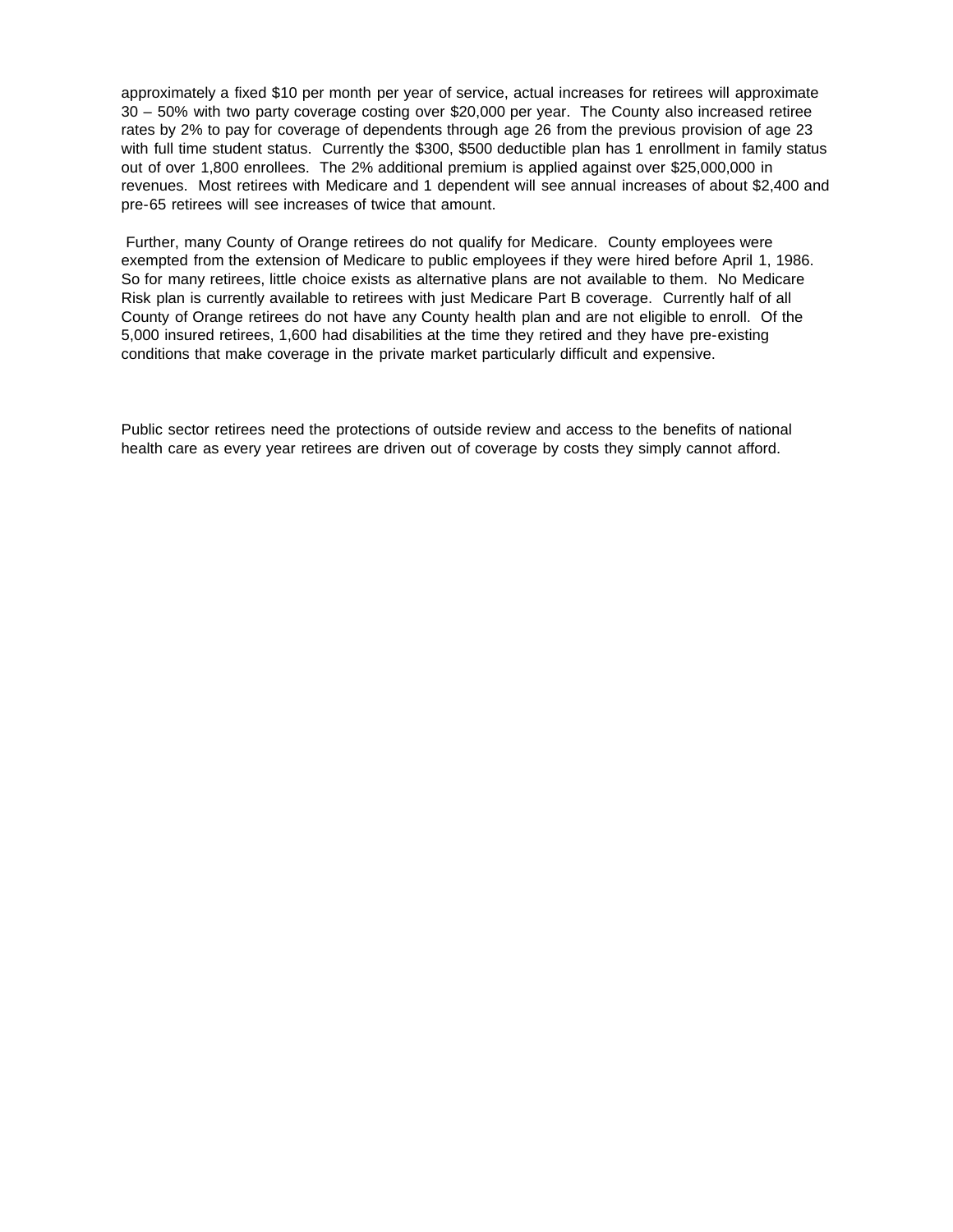approximately a fixed $10 per month per year of service, actual increases for retirees will approximate 30 – 50% with two party coverage costing over $20,000 per year. The County also increased retiree rates by 2% to pay for coverage of dependents through age 26 from the previous provision of age 23 with full time student status. Currently the $300, $500 deductible plan has 1 enrollment in family status out of over 1,800 enrollees. The 2% additional premium is applied against over $25,000,000 in revenues. Most retirees with Medicare and 1 dependent will see annual increases of about $2,400 and pre-65 retirees will see increases of twice that amount.

Further, many County of Orange retirees do not qualify for Medicare. County employees were exempted from the extension of Medicare to public employees if they were hired before April 1, 1986. So for many retirees, little choice exists as alternative plans are not available to them. No Medicare Risk plan is currently available to retirees with just Medicare Part B coverage. Currently half of all County of Orange retirees do not have any County health plan and are not eligible to enroll. Of the 5,000 insured retirees, 1,600 had disabilities at the time they retired and they have pre-existing conditions that make coverage in the private market particularly difficult and expensive.

Public sector retirees need the protections of outside review and access to the benefits of national health care as every year retirees are driven out of coverage by costs they simply cannot afford.